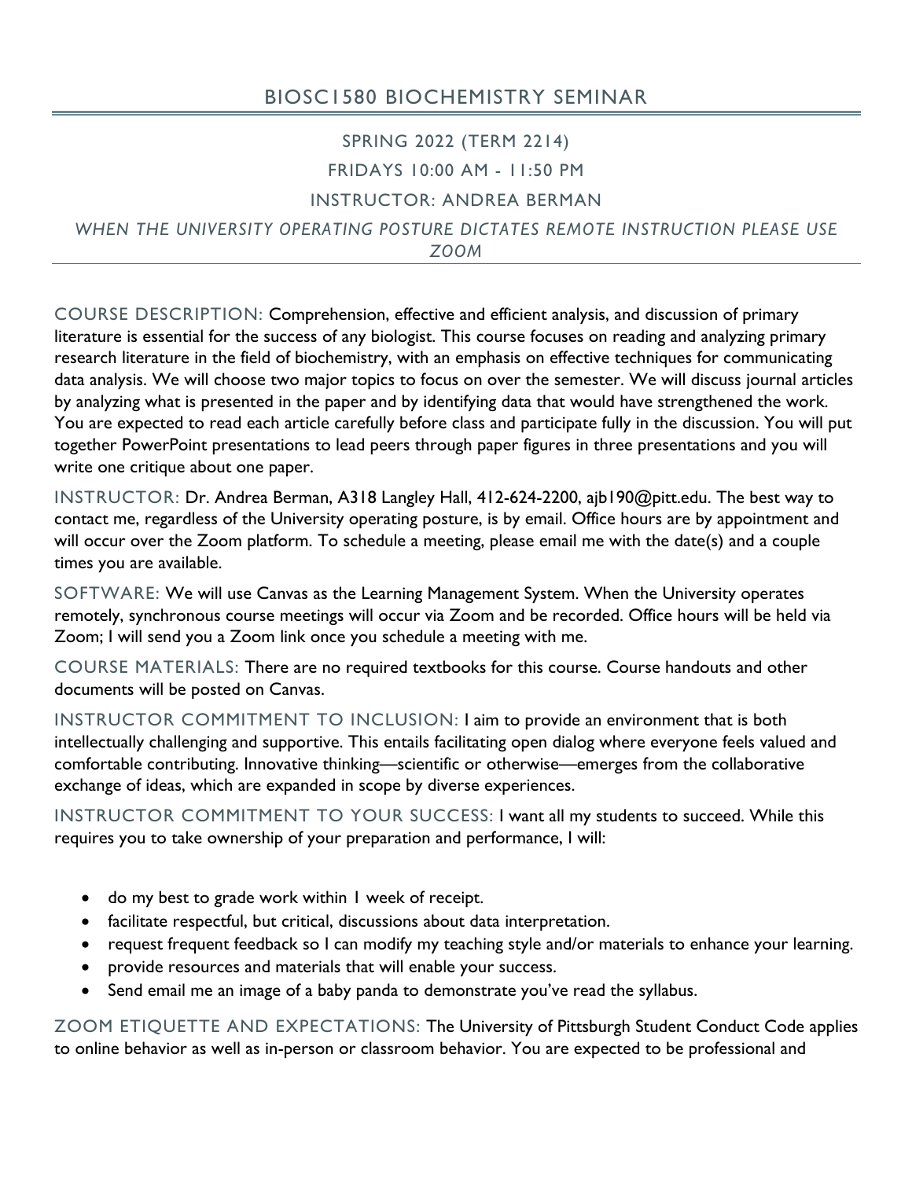# BIOSC1580 BIOCHEMISTRY SEMINAR

SPRING 2022 (TERM 2214)

FRIDAYS 10:00 AM - 11:50 PM

INSTRUCTOR: ANDREA BERMAN

*WHEN THE UNIVERSITY OPERATING POSTURE DICTATES REMOTE INSTRUCTION PLEASE USE ZOOM*

---

COURSE DESCRIPTION: Comprehension, effective and efficient analysis, and discussion of primary literature is essential for the success of any biologist. This course focuses on reading and analyzing primary research literature in the field of biochemistry, with an emphasis on effective techniques for communicating data analysis. We will choose two major topics to focus on over the semester. We will discuss journal articles by analyzing what is presented in the paper and by identifying data that would have strengthened the work. You are expected to read each article carefully before class and participate fully in the discussion. You will put together PowerPoint presentations to lead peers through paper figures in three presentations and you will write one critique about one paper.

INSTRUCTOR: Dr. Andrea Berman, A318 Langley Hall, 412-624-2200, ajb190@pitt.edu. The best way to contact me, regardless of the University operating posture, is by email. Office hours are by appointment and will occur over the Zoom platform. To schedule a meeting, please email me with the date(s) and a couple times you are available.

SOFTWARE: We will use Canvas as the Learning Management System. When the University operates remotely, synchronous course meetings will occur via Zoom and be recorded. Office hours will be held via Zoom; I will send you a Zoom link once you schedule a meeting with me.

COURSE MATERIALS: There are no required textbooks for this course. Course handouts and other documents will be posted on Canvas.

INSTRUCTOR COMMITMENT TO INCLUSION: I aim to provide an environment that is both intellectually challenging and supportive. This entails facilitating open dialog where everyone feels valued and comfortable contributing. Innovative thinking—scientific or otherwise—emerges from the collaborative exchange of ideas, which are expanded in scope by diverse experiences.

INSTRUCTOR COMMITMENT TO YOUR SUCCESS: I want all my students to succeed. While this requires you to take ownership of your preparation and performance, I will:

- do my best to grade work within 1 week of receipt.
- facilitate respectful, but critical, discussions about data interpretation.
- request frequent feedback so I can modify my teaching style and/or materials to enhance your learning.
- provide resources and materials that will enable your success.
- Send email me an image of a baby panda to demonstrate you've read the syllabus.

ZOOM ETIQUETTE AND EXPECTATIONS: The University of Pittsburgh Student Conduct Code applies to online behavior as well as in-person or classroom behavior. You are expected to be professional and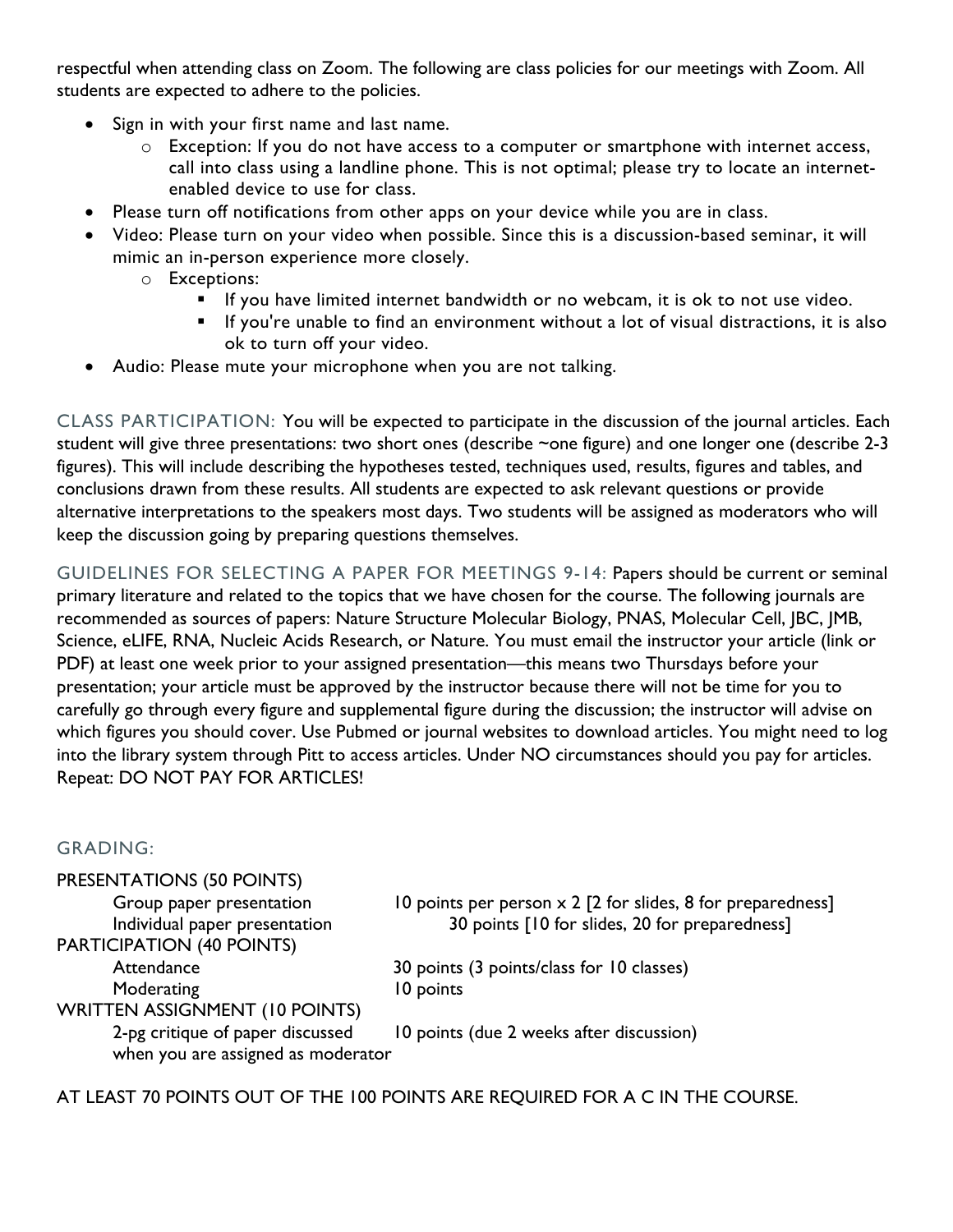respectful when attending class on Zoom. The following are class policies for our meetings with Zoom. All students are expected to adhere to the policies.

- Sign in with your first name and last name.
    - Exception: If you do not have access to a computer or smartphone with internet access, call into class using a landline phone. This is not optimal; please try to locate an internet-enabled device to use for class.
- Please turn off notifications from other apps on your device while you are in class.
- Video: Please turn on your video when possible. Since this is a discussion-based seminar, it will mimic an in-person experience more closely.
    - Exceptions:
        - If you have limited internet bandwidth or no webcam, it is ok to not use video.
        - If you're unable to find an environment without a lot of visual distractions, it is also ok to turn off your video.
- Audio: Please mute your microphone when you are not talking.

CLASS PARTICIPATION: You will be expected to participate in the discussion of the journal articles. Each student will give three presentations: two short ones (describe ~one figure) and one longer one (describe 2-3 figures). This will include describing the hypotheses tested, techniques used, results, figures and tables, and conclusions drawn from these results. All students are expected to ask relevant questions or provide alternative interpretations to the speakers most days. Two students will be assigned as moderators who will keep the discussion going by preparing questions themselves.

GUIDELINES FOR SELECTING A PAPER FOR MEETINGS 9-14: Papers should be current or seminal primary literature and related to the topics that we have chosen for the course. The following journals are recommended as sources of papers: Nature Structure Molecular Biology, PNAS, Molecular Cell, JBC, JMB, Science, eLIFE, RNA, Nucleic Acids Research, or Nature. You must email the instructor your article (link or PDF) at least one week prior to your assigned presentation—this means two Thursdays before your presentation; your article must be approved by the instructor because there will not be time for you to carefully go through every figure and supplemental figure during the discussion; the instructor will advise on which figures you should cover. Use Pubmed or journal websites to download articles. You might need to log into the library system through Pitt to access articles. Under NO circumstances should you pay for articles. Repeat: DO NOT PAY FOR ARTICLES!

## GRADING:

| | |
|---|---|
| PRESENTATIONS (50 POINTS) | |
| Group paper presentation | 10 points per person x 2 [2 for slides, 8 for preparedness] |
| Individual paper presentation | 30 points [10 for slides, 20 for preparedness] |
| PARTICIPATION (40 POINTS) | |
| Attendance | 30 points (3 points/class for 10 classes) |
| Moderating | 10 points |
| WRITTEN ASSIGNMENT (10 POINTS) | |
| 2-pg critique of paper discussed when you are assigned as moderator | 10 points (due 2 weeks after discussion) |

AT LEAST 70 POINTS OUT OF THE 100 POINTS ARE REQUIRED FOR A C IN THE COURSE.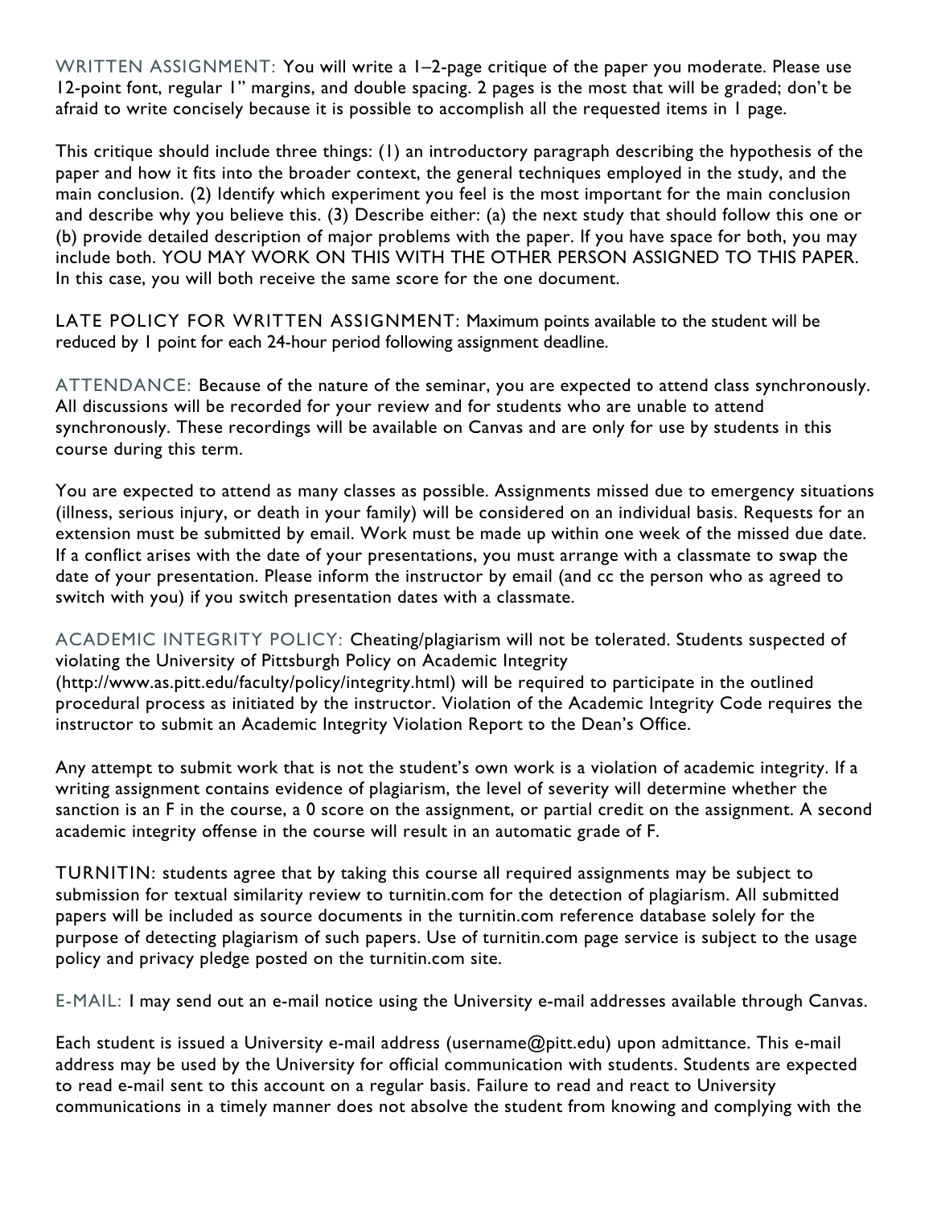WRITTEN ASSIGNMENT: You will write a 1–2-page critique of the paper you moderate. Please use 12-point font, regular 1" margins, and double spacing. 2 pages is the most that will be graded; don't be afraid to write concisely because it is possible to accomplish all the requested items in 1 page.

This critique should include three things: (1) an introductory paragraph describing the hypothesis of the paper and how it fits into the broader context, the general techniques employed in the study, and the main conclusion. (2) Identify which experiment you feel is the most important for the main conclusion and describe why you believe this. (3) Describe either: (a) the next study that should follow this one or (b) provide detailed description of major problems with the paper. If you have space for both, you may include both. YOU MAY WORK ON THIS WITH THE OTHER PERSON ASSIGNED TO THIS PAPER. In this case, you will both receive the same score for the one document.

LATE POLICY FOR WRITTEN ASSIGNMENT: Maximum points available to the student will be reduced by 1 point for each 24-hour period following assignment deadline.

ATTENDANCE: Because of the nature of the seminar, you are expected to attend class synchronously. All discussions will be recorded for your review and for students who are unable to attend synchronously. These recordings will be available on Canvas and are only for use by students in this course during this term.

You are expected to attend as many classes as possible. Assignments missed due to emergency situations (illness, serious injury, or death in your family) will be considered on an individual basis. Requests for an extension must be submitted by email. Work must be made up within one week of the missed due date. If a conflict arises with the date of your presentations, you must arrange with a classmate to swap the date of your presentation. Please inform the instructor by email (and cc the person who as agreed to switch with you) if you switch presentation dates with a classmate.

ACADEMIC INTEGRITY POLICY: Cheating/plagiarism will not be tolerated. Students suspected of violating the University of Pittsburgh Policy on Academic Integrity (http://www.as.pitt.edu/faculty/policy/integrity.html) will be required to participate in the outlined procedural process as initiated by the instructor. Violation of the Academic Integrity Code requires the instructor to submit an Academic Integrity Violation Report to the Dean's Office.

Any attempt to submit work that is not the student's own work is a violation of academic integrity. If a writing assignment contains evidence of plagiarism, the level of severity will determine whether the sanction is an F in the course, a 0 score on the assignment, or partial credit on the assignment. A second academic integrity offense in the course will result in an automatic grade of F.

TURNITIN: students agree that by taking this course all required assignments may be subject to submission for textual similarity review to turnitin.com for the detection of plagiarism. All submitted papers will be included as source documents in the turnitin.com reference database solely for the purpose of detecting plagiarism of such papers. Use of turnitin.com page service is subject to the usage policy and privacy pledge posted on the turnitin.com site.

E-MAIL: I may send out an e-mail notice using the University e-mail addresses available through Canvas.

Each student is issued a University e-mail address (username@pitt.edu) upon admittance. This e-mail address may be used by the University for official communication with students. Students are expected to read e-mail sent to this account on a regular basis. Failure to read and react to University communications in a timely manner does not absolve the student from knowing and complying with the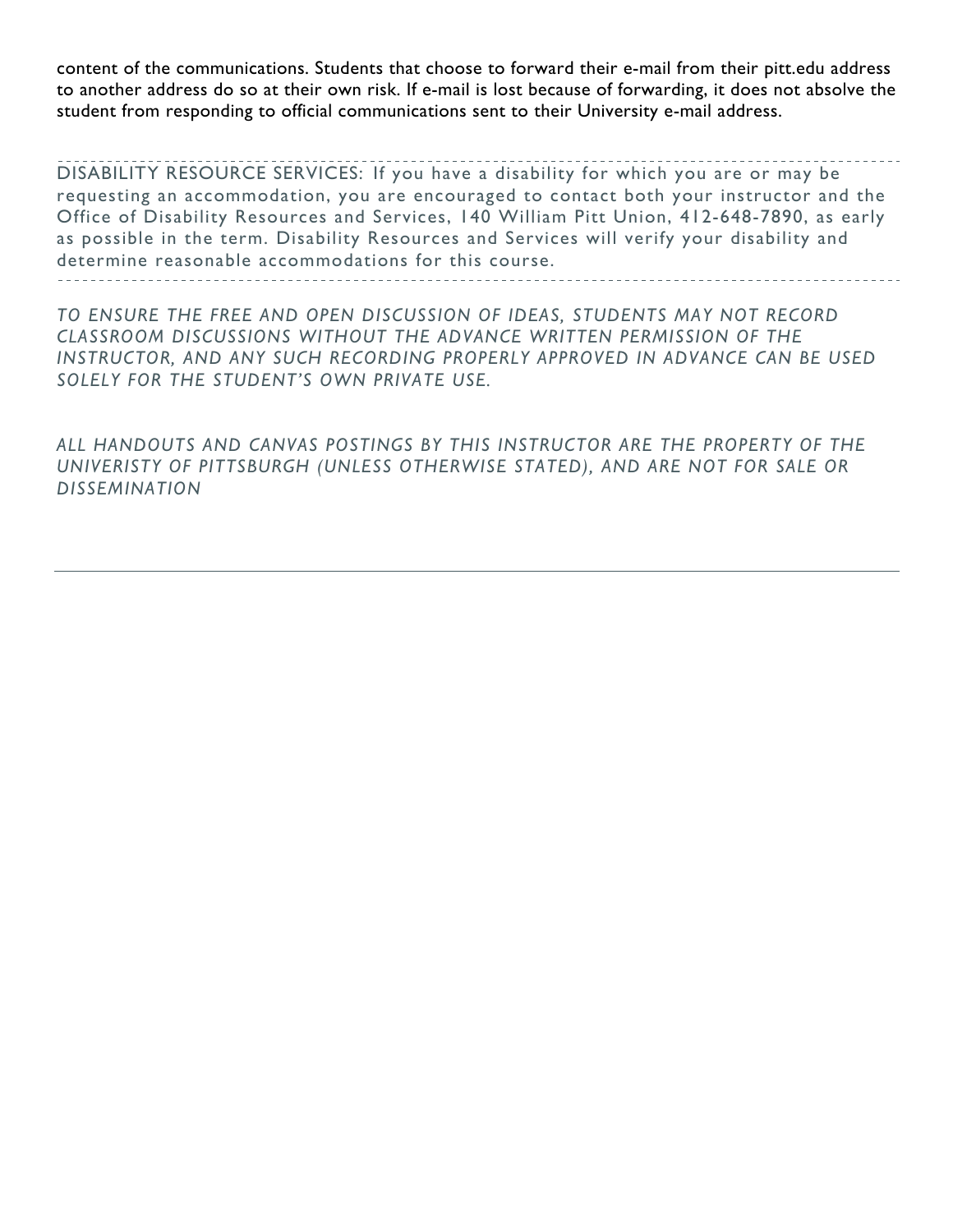content of the communications. Students that choose to forward their e-mail from their pitt.edu address to another address do so at their own risk. If e-mail is lost because of forwarding, it does not absolve the student from responding to official communications sent to their University e-mail address.

---

DISABILITY RESOURCE SERVICES: If you have a disability for which you are or may be requesting an accommodation, you are encouraged to contact both your instructor and the Office of Disability Resources and Services, 140 William Pitt Union, 412-648-7890, as early as possible in the term. Disability Resources and Services will verify your disability and determine reasonable accommodations for this course.

---

*TO ENSURE THE FREE AND OPEN DISCUSSION OF IDEAS, STUDENTS MAY NOT RECORD CLASSROOM DISCUSSIONS WITHOUT THE ADVANCE WRITTEN PERMISSION OF THE INSTRUCTOR, AND ANY SUCH RECORDING PROPERLY APPROVED IN ADVANCE CAN BE USED SOLELY FOR THE STUDENT'S OWN PRIVATE USE.*

*ALL HANDOUTS AND CANVAS POSTINGS BY THIS INSTRUCTOR ARE THE PROPERTY OF THE UNIVERISTY OF PITTSBURGH (UNLESS OTHERWISE STATED), AND ARE NOT FOR SALE OR DISSEMINATION*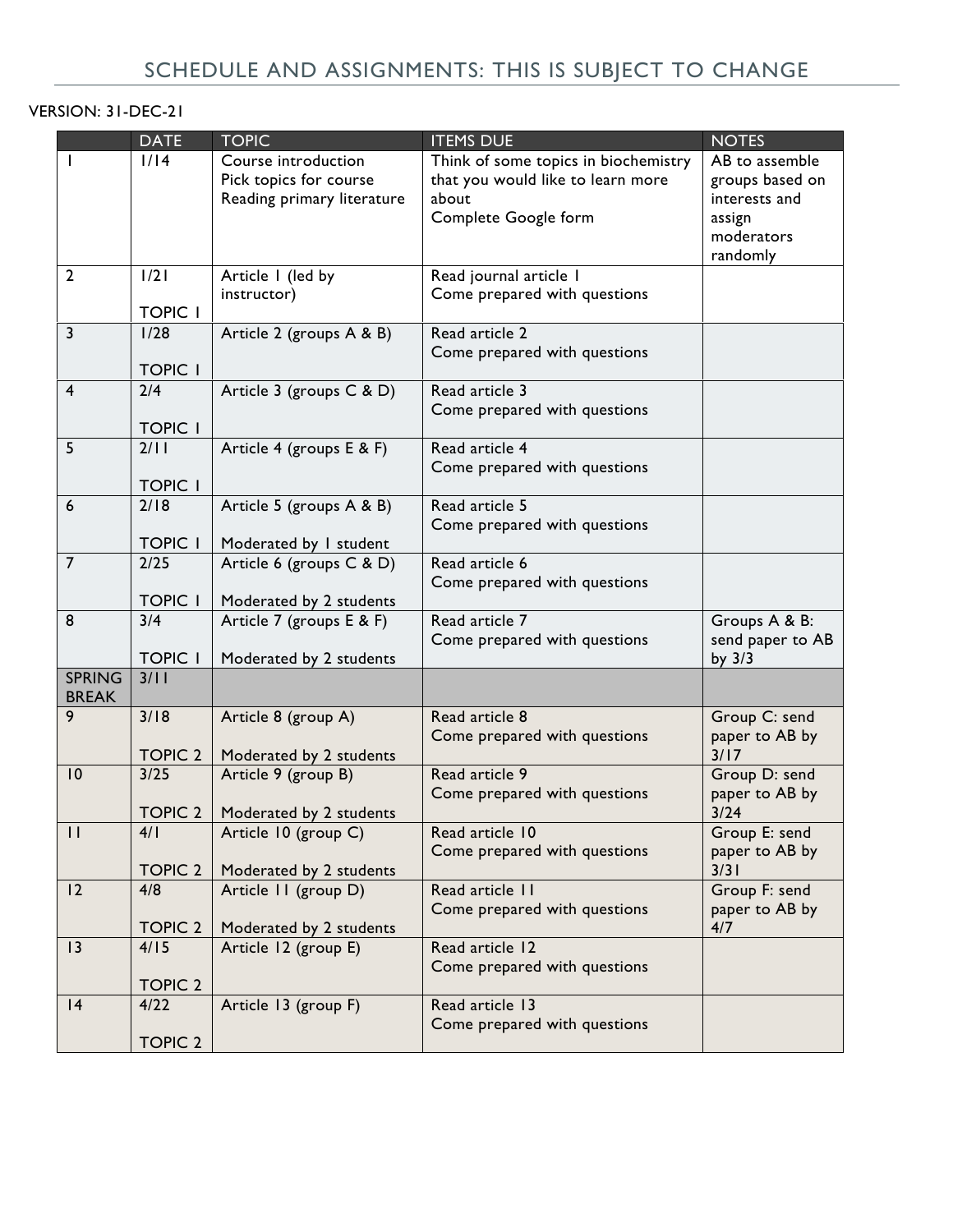# SCHEDULE AND ASSIGNMENTS: THIS IS SUBJECT TO CHANGE

VERSION: 31-DEC-21

| | DATE | TOPIC | ITEMS DUE | NOTES |
|---|---|---|---|---|
| 1 | 1/14 | Course introduction<br>Pick topics for course<br>Reading primary literature | Think of some topics in biochemistry that you would like to learn more about<br>Complete Google form | AB to assemble groups based on interests and assign moderators randomly |
| 2 | 1/21<br>TOPIC 1 | Article 1 (led by instructor) | Read journal article 1<br>Come prepared with questions | |
| 3 | 1/28<br>TOPIC 1 | Article 2 (groups A & B) | Read article 2<br>Come prepared with questions | |
| 4 | 2/4<br>TOPIC 1 | Article 3 (groups C & D) | Read article 3<br>Come prepared with questions | |
| 5 | 2/11<br>TOPIC 1 | Article 4 (groups E & F) | Read article 4<br>Come prepared with questions | |
| 6 | 2/18<br>TOPIC 1 | Article 5 (groups A & B)<br>Moderated by 1 student | Read article 5<br>Come prepared with questions | |
| 7 | 2/25<br>TOPIC 1 | Article 6 (groups C & D)<br>Moderated by 2 students | Read article 6<br>Come prepared with questions | |
| 8 | 3/4<br>TOPIC 1 | Article 7 (groups E & F)<br>Moderated by 2 students | Read article 7<br>Come prepared with questions | Groups A & B: send paper to AB by 3/3 |
| SPRING BREAK | 3/11 | | | |
| 9 | 3/18<br>TOPIC 2 | Article 8 (group A)<br>Moderated by 2 students | Read article 8<br>Come prepared with questions | Group C: send paper to AB by 3/17 |
| 10 | 3/25<br>TOPIC 2 | Article 9 (group B)<br>Moderated by 2 students | Read article 9<br>Come prepared with questions | Group D: send paper to AB by 3/24 |
| 11 | 4/1<br>TOPIC 2 | Article 10 (group C)<br>Moderated by 2 students | Read article 10<br>Come prepared with questions | Group E: send paper to AB by 3/31 |
| 12 | 4/8<br>TOPIC 2 | Article 11 (group D)<br>Moderated by 2 students | Read article 11<br>Come prepared with questions | Group F: send paper to AB by 4/7 |
| 13 | 4/15<br>TOPIC 2 | Article 12 (group E) | Read article 12<br>Come prepared with questions | |
| 14 | 4/22<br>TOPIC 2 | Article 13 (group F) | Read article 13<br>Come prepared with questions | |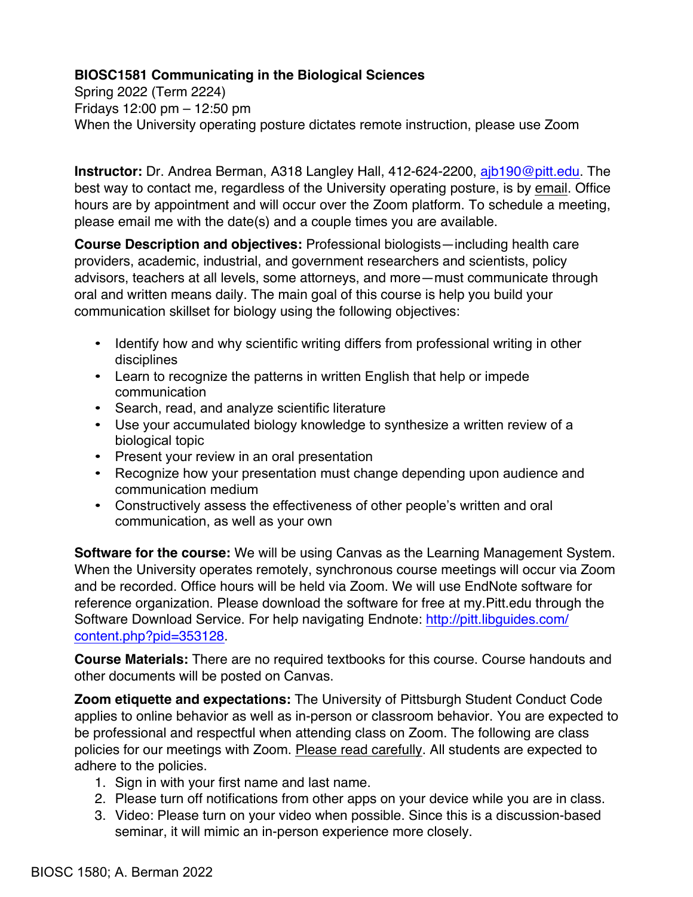**BIOSC1581 Communicating in the Biological Sciences**
Spring 2022 (Term 2224)
Fridays 12:00 pm – 12:50 pm
When the University operating posture dictates remote instruction, please use Zoom

**Instructor:** Dr. Andrea Berman, A318 Langley Hall, 412-624-2200, ajb190@pitt.edu. The best way to contact me, regardless of the University operating posture, is by email. Office hours are by appointment and will occur over the Zoom platform. To schedule a meeting, please email me with the date(s) and a couple times you are available.

**Course Description and objectives:** Professional biologists—including health care providers, academic, industrial, and government researchers and scientists, policy advisors, teachers at all levels, some attorneys, and more—must communicate through oral and written means daily. The main goal of this course is help you build your communication skillset for biology using the following objectives:

- Identify how and why scientific writing differs from professional writing in other disciplines
- Learn to recognize the patterns in written English that help or impede communication
- Search, read, and analyze scientific literature
- Use your accumulated biology knowledge to synthesize a written review of a biological topic
- Present your review in an oral presentation
- Recognize how your presentation must change depending upon audience and communication medium
- Constructively assess the effectiveness of other people's written and oral communication, as well as your own

**Software for the course:** We will be using Canvas as the Learning Management System. When the University operates remotely, synchronous course meetings will occur via Zoom and be recorded. Office hours will be held via Zoom. We will use EndNote software for reference organization. Please download the software for free at my.Pitt.edu through the Software Download Service. For help navigating Endnote: http://pitt.libguides.com/content.php?pid=353128.

**Course Materials:** There are no required textbooks for this course. Course handouts and other documents will be posted on Canvas.

**Zoom etiquette and expectations:** The University of Pittsburgh Student Conduct Code applies to online behavior as well as in-person or classroom behavior. You are expected to be professional and respectful when attending class on Zoom. The following are class policies for our meetings with Zoom. Please read carefully. All students are expected to adhere to the policies.

1. Sign in with your first name and last name.
2. Please turn off notifications from other apps on your device while you are in class.
3. Video: Please turn on your video when possible. Since this is a discussion-based seminar, it will mimic an in-person experience more closely.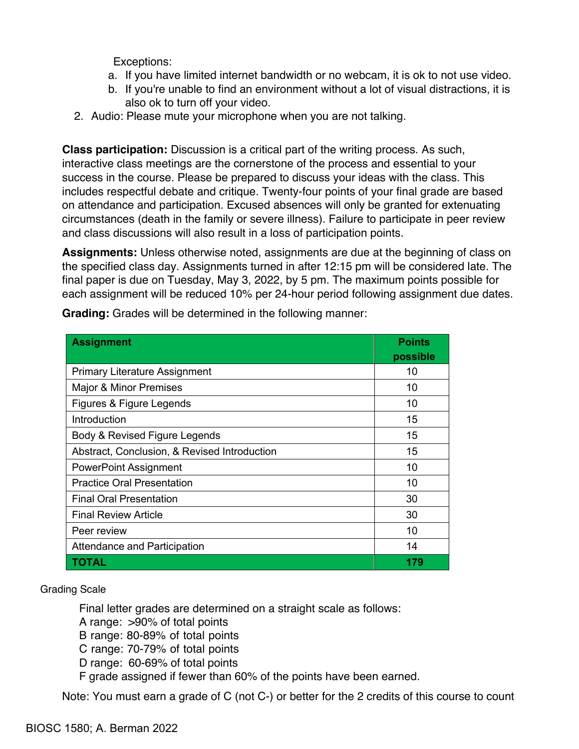Exceptions:

a. If you have limited internet bandwidth or no webcam, it is ok to not use video.
b. If you're unable to find an environment without a lot of visual distractions, it is also ok to turn off your video.

2. Audio: Please mute your microphone when you are not talking.

**Class participation:** Discussion is a critical part of the writing process. As such, interactive class meetings are the cornerstone of the process and essential to your success in the course. Please be prepared to discuss your ideas with the class. This includes respectful debate and critique. Twenty-four points of your final grade are based on attendance and participation. Excused absences will only be granted for extenuating circumstances (death in the family or severe illness). Failure to participate in peer review and class discussions will also result in a loss of participation points.

**Assignments:** Unless otherwise noted, assignments are due at the beginning of class on the specified class day. Assignments turned in after 12:15 pm will be considered late. The final paper is due on Tuesday, May 3, 2022, by 5 pm. The maximum points possible for each assignment will be reduced 10% per 24-hour period following assignment due dates.

**Grading:** Grades will be determined in the following manner:

| Assignment | Points possible |
|---|---|
| Primary Literature Assignment | 10 |
| Major & Minor Premises | 10 |
| Figures & Figure Legends | 10 |
| Introduction | 15 |
| Body & Revised Figure Legends | 15 |
| Abstract, Conclusion, & Revised Introduction | 15 |
| PowerPoint Assignment | 10 |
| Practice Oral Presentation | 10 |
| Final Oral Presentation | 30 |
| Final Review Article | 30 |
| Peer review | 10 |
| Attendance and Participation | 14 |
| **TOTAL** | **179** |

Grading Scale

Final letter grades are determined on a straight scale as follows:
A range: >90% of total points
B range: 80-89% of total points
C range: 70-79% of total points
D range: 60-69% of total points
F grade assigned if fewer than 60% of the points have been earned.

Note: You must earn a grade of C (not C-) or better for the 2 credits of this course to count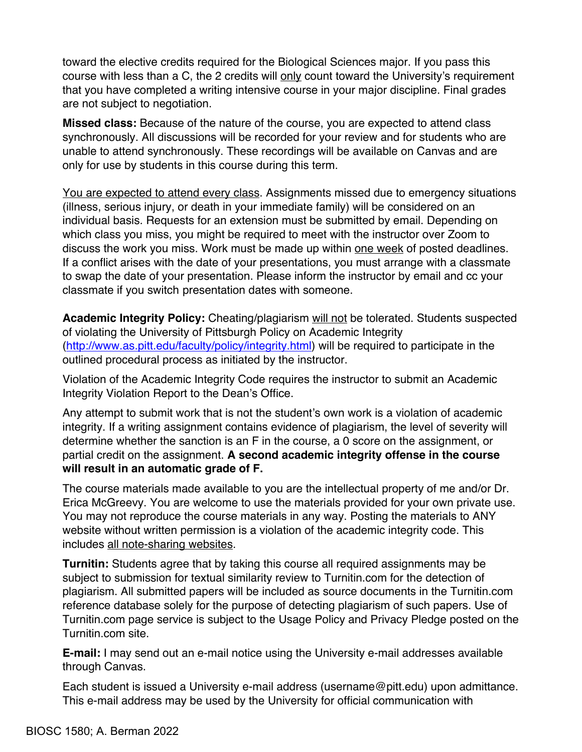toward the elective credits required for the Biological Sciences major. If you pass this course with less than a C, the 2 credits will only count toward the University's requirement that you have completed a writing intensive course in your major discipline. Final grades are not subject to negotiation.

**Missed class:** Because of the nature of the course, you are expected to attend class synchronously. All discussions will be recorded for your review and for students who are unable to attend synchronously. These recordings will be available on Canvas and are only for use by students in this course during this term.

You are expected to attend every class. Assignments missed due to emergency situations (illness, serious injury, or death in your immediate family) will be considered on an individual basis. Requests for an extension must be submitted by email. Depending on which class you miss, you might be required to meet with the instructor over Zoom to discuss the work you miss. Work must be made up within one week of posted deadlines. If a conflict arises with the date of your presentations, you must arrange with a classmate to swap the date of your presentation. Please inform the instructor by email and cc your classmate if you switch presentation dates with someone.

**Academic Integrity Policy:** Cheating/plagiarism will not be tolerated. Students suspected of violating the University of Pittsburgh Policy on Academic Integrity (http://www.as.pitt.edu/faculty/policy/integrity.html) will be required to participate in the outlined procedural process as initiated by the instructor.

Violation of the Academic Integrity Code requires the instructor to submit an Academic Integrity Violation Report to the Dean's Office.

Any attempt to submit work that is not the student's own work is a violation of academic integrity. If a writing assignment contains evidence of plagiarism, the level of severity will determine whether the sanction is an F in the course, a 0 score on the assignment, or partial credit on the assignment. **A second academic integrity offense in the course will result in an automatic grade of F.**

The course materials made available to you are the intellectual property of me and/or Dr. Erica McGreevy. You are welcome to use the materials provided for your own private use. You may not reproduce the course materials in any way. Posting the materials to ANY website without written permission is a violation of the academic integrity code. This includes all note-sharing websites.

**Turnitin:** Students agree that by taking this course all required assignments may be subject to submission for textual similarity review to Turnitin.com for the detection of plagiarism. All submitted papers will be included as source documents in the Turnitin.com reference database solely for the purpose of detecting plagiarism of such papers. Use of Turnitin.com page service is subject to the Usage Policy and Privacy Pledge posted on the Turnitin.com site.

**E-mail:** I may send out an e-mail notice using the University e-mail addresses available through Canvas.

Each student is issued a University e-mail address (username@pitt.edu) upon admittance. This e-mail address may be used by the University for official communication with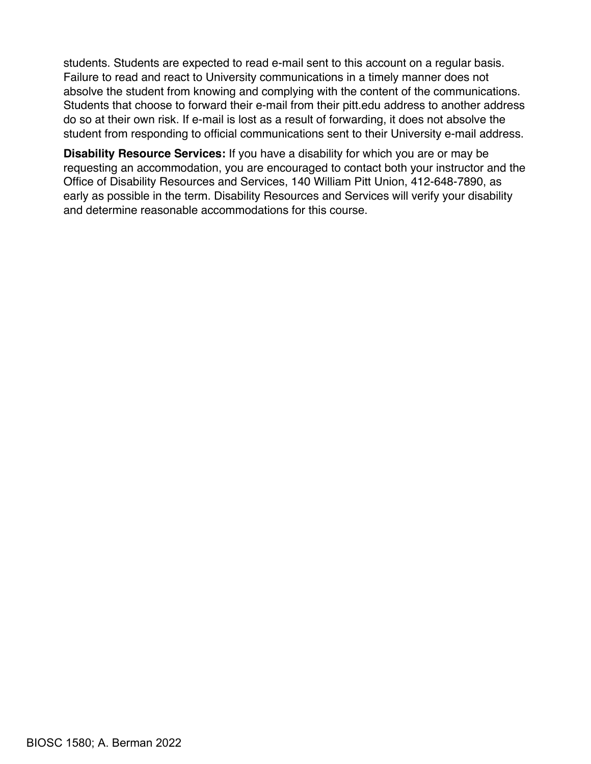students. Students are expected to read e-mail sent to this account on a regular basis. Failure to read and react to University communications in a timely manner does not absolve the student from knowing and complying with the content of the communications. Students that choose to forward their e-mail from their pitt.edu address to another address do so at their own risk. If e-mail is lost as a result of forwarding, it does not absolve the student from responding to official communications sent to their University e-mail address.

**Disability Resource Services:** If you have a disability for which you are or may be requesting an accommodation, you are encouraged to contact both your instructor and the Office of Disability Resources and Services, 140 William Pitt Union, 412-648-7890, as early as possible in the term. Disability Resources and Services will verify your disability and determine reasonable accommodations for this course.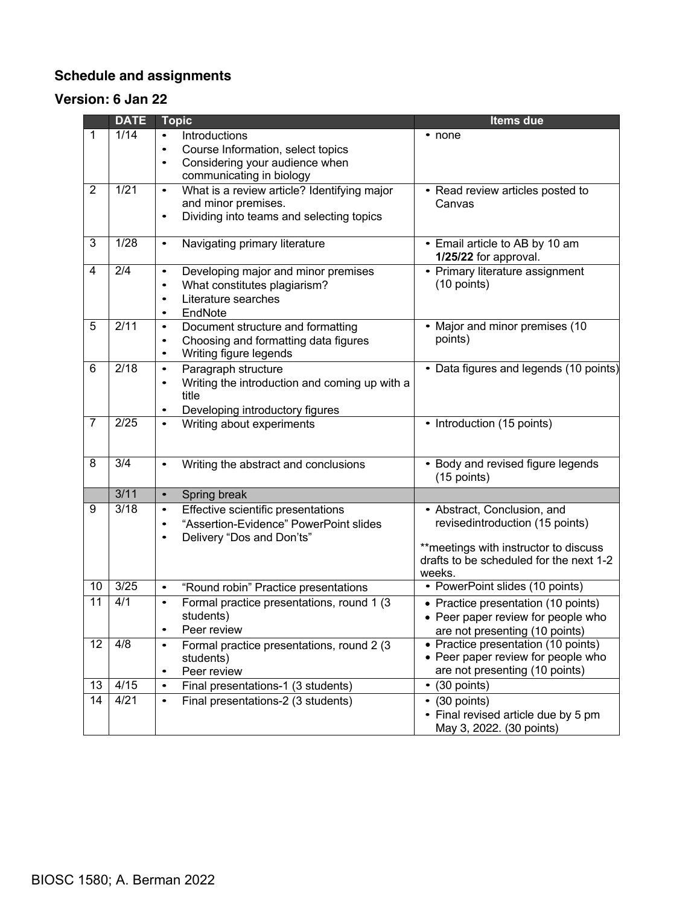## Schedule and assignments

## Version: 6 Jan 22

| | DATE | Topic | Items due |
|---|---|---|---|
| 1 | 1/14 | • Introductions<br>• Course Information, select topics<br>• Considering your audience when communicating in biology | • none |
| 2 | 1/21 | • What is a review article? Identifying major and minor premises.<br>• Dividing into teams and selecting topics | • Read review articles posted to Canvas |
| 3 | 1/28 | • Navigating primary literature | • Email article to AB by 10 am **1/25/22** for approval. |
| 4 | 2/4 | • Developing major and minor premises<br>• What constitutes plagiarism?<br>• Literature searches<br>• EndNote | • Primary literature assignment (10 points) |
| 5 | 2/11 | • Document structure and formatting<br>• Choosing and formatting data figures<br>• Writing figure legends | • Major and minor premises (10 points) |
| 6 | 2/18 | • Paragraph structure<br>• Writing the introduction and coming up with a title<br>• Developing introductory figures | • Data figures and legends (10 points) |
| 7 | 2/25 | • Writing about experiments | • Introduction (15 points) |
| 8 | 3/4 | • Writing the abstract and conclusions | • Body and revised figure legends (15 points) |
| | 3/11 | • Spring break | |
| 9 | 3/18 | • Effective scientific presentations<br>• "Assertion-Evidence" PowerPoint slides<br>• Delivery "Dos and Don'ts" | • Abstract, Conclusion, and revisedintroduction (15 points)<br><br>**meetings with instructor to discuss drafts to be scheduled for the next 1-2 weeks. |
| 10 | 3/25 | • "Round robin" Practice presentations | • PowerPoint slides (10 points) |
| 11 | 4/1 | • Formal practice presentations, round 1 (3 students)<br>• Peer review | • Practice presentation (10 points)<br>• Peer paper review for people who are not presenting (10 points) |
| 12 | 4/8 | • Formal practice presentations, round 2 (3 students)<br>• Peer review | • Practice presentation (10 points)<br>• Peer paper review for people who are not presenting (10 points) |
| 13 | 4/15 | • Final presentations-1 (3 students) | • (30 points) |
| 14 | 4/21 | • Final presentations-2 (3 students) | • (30 points)<br>• Final revised article due by 5 pm May 3, 2022. (30 points) |

BIOSC 1580; A. Berman 2022